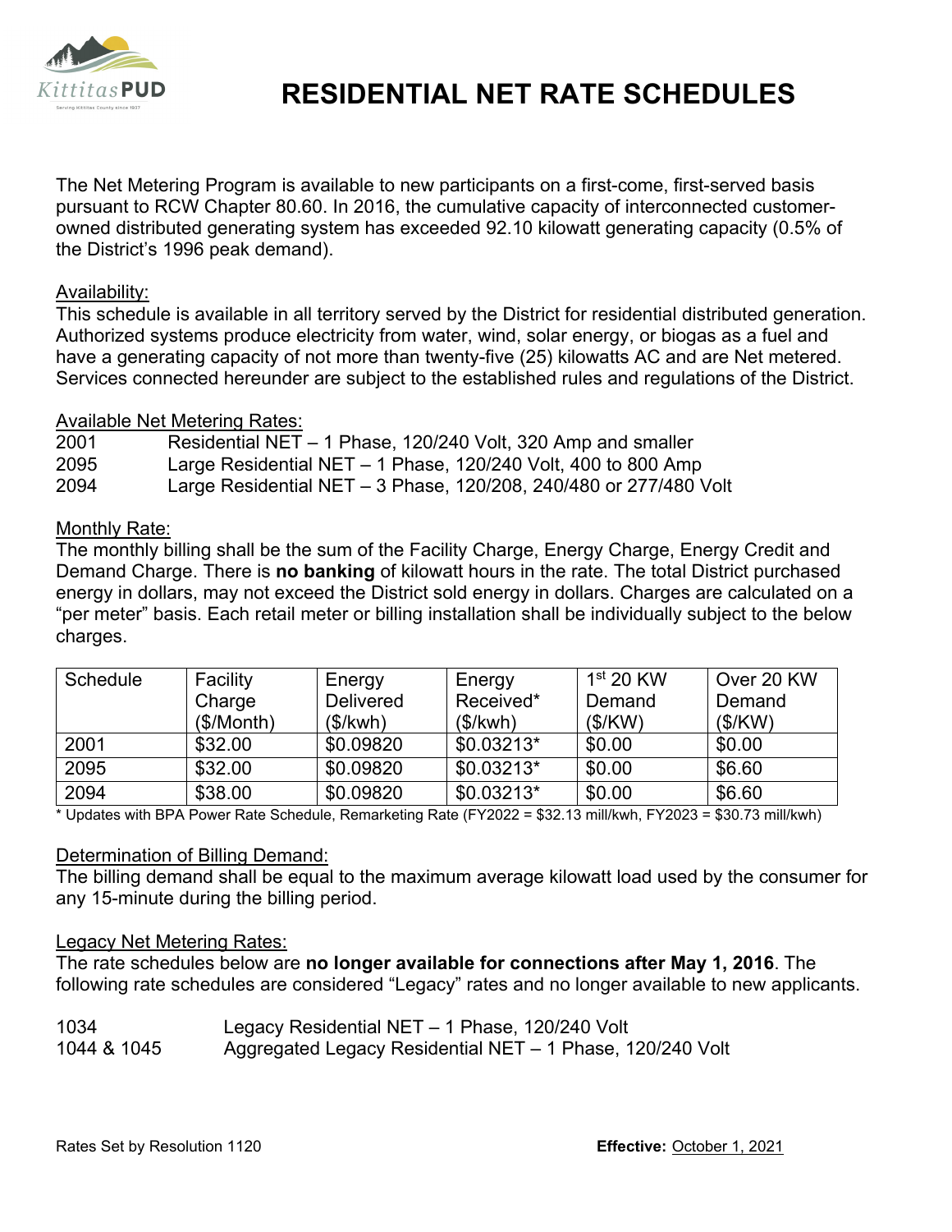# RESIDENTIAL NET RATE SCHEDULES

The Net Metering Program is available to new participants on a first-come, first-served basis pursuant to RCW Chapter 80.60. In 2016, the cumulative capacity of interconnected customer-owned distributed generating system has exceeded 92.10 kilowatt generating capacity (0.5% of the District's 1996 peak demand).

Availability:

This schedule is available in all territory served by the District for residential distributed generation. Authorized systems produce electricity from water, wind, solar energy, or biogas as a fuel and have a generating capacity of not more than twenty-five (25) kilowatts AC and are Net metered. Services connected hereunder are subject to the established rules and regulations of the District.

Available Net Metering Rates:

| | |
|---|---|
| 2001 | Residential NET – 1 Phase, 120/240 Volt, 320 Amp and smaller |
| 2095 | Large Residential NET – 1 Phase, 120/240 Volt, 400 to 800 Amp |
| 2094 | Large Residential NET – 3 Phase, 120/208, 240/480 or 277/480 Volt |

Monthly Rate:

The monthly billing shall be the sum of the Facility Charge, Energy Charge, Energy Credit and Demand Charge. There is **no banking** of kilowatt hours in the rate. The total District purchased energy in dollars, may not exceed the District sold energy in dollars. Charges are calculated on a "per meter" basis. Each retail meter or billing installation shall be individually subject to the below charges.

| Schedule | Facility Charge ($/Month) | Energy Delivered ($/kwh) | Energy Received* ($/kwh) | 1st 20 KW Demand ($/KW) | Over 20 KW Demand ($/KW) |
|---|---|---|---|---|---|
| 2001 | $32.00 | $0.09820 | $0.03213* | $0.00 | $0.00 |
| 2095 | $32.00 | $0.09820 | $0.03213* | $0.00 | $6.60 |
| 2094 | $38.00 | $0.09820 | $0.03213* | $0.00 | $6.60 |

* Updates with BPA Power Rate Schedule, Remarketing Rate (FY2022 = $32.13 mill/kwh, FY2023 = $30.73 mill/kwh)

Determination of Billing Demand:

The billing demand shall be equal to the maximum average kilowatt load used by the consumer for any 15-minute during the billing period.

Legacy Net Metering Rates:

The rate schedules below are **no longer available for connections after May 1, 2016**. The following rate schedules are considered "Legacy" rates and no longer available to new applicants.

| | |
|---|---|
| 1034 | Legacy Residential NET – 1 Phase, 120/240 Volt |
| 1044 & 1045 | Aggregated Legacy Residential NET – 1 Phase, 120/240 Volt |

Rates Set by Resolution 1120

**Effective:** October 1, 2021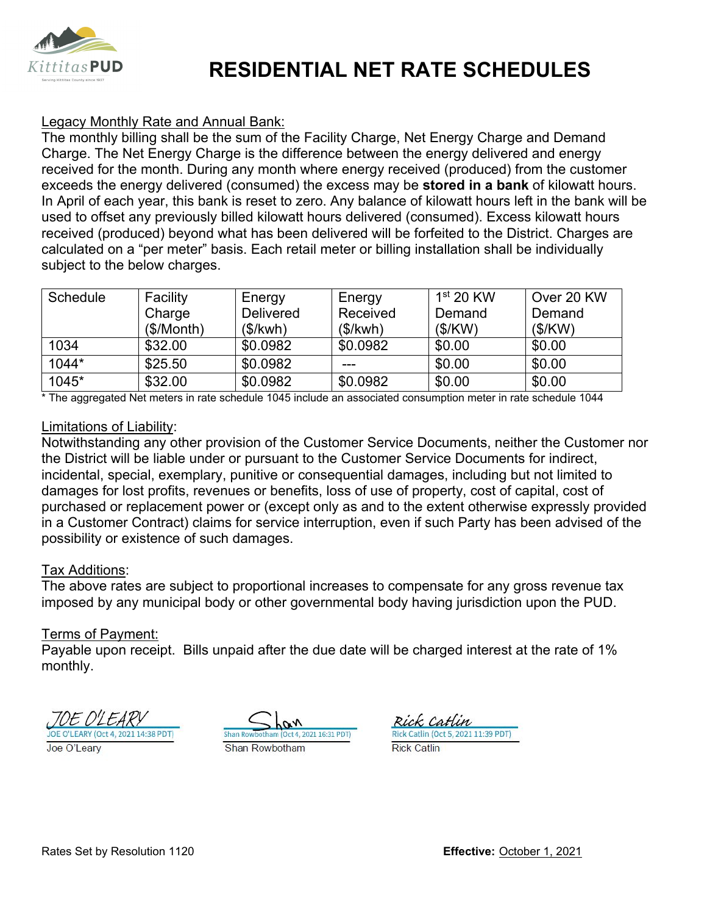# RESIDENTIAL NET RATE SCHEDULES

Legacy Monthly Rate and Annual Bank:

The monthly billing shall be the sum of the Facility Charge, Net Energy Charge and Demand Charge. The Net Energy Charge is the difference between the energy delivered and energy received for the month. During any month where energy received (produced) from the customer exceeds the energy delivered (consumed) the excess may be **stored in a bank** of kilowatt hours. In April of each year, this bank is reset to zero. Any balance of kilowatt hours left in the bank will be used to offset any previously billed kilowatt hours delivered (consumed). Excess kilowatt hours received (produced) beyond what has been delivered will be forfeited to the District. Charges are calculated on a "per meter" basis. Each retail meter or billing installation shall be individually subject to the below charges.

| Schedule | Facility Charge ($/Month) | Energy Delivered ($/kwh) | Energy Received ($/kwh) | 1st 20 KW Demand ($/KW) | Over 20 KW Demand ($/KW) |
|---|---|---|---|---|---|
| 1034 | $32.00 | $0.0982 | $0.0982 | $0.00 | $0.00 |
| 1044* | $25.50 | $0.0982 | --- | $0.00 | $0.00 |
| 1045* | $32.00 | $0.0982 | $0.0982 | $0.00 | $0.00 |

* The aggregated Net meters in rate schedule 1045 include an associated consumption meter in rate schedule 1044

Limitations of Liability:

Notwithstanding any other provision of the Customer Service Documents, neither the Customer nor the District will be liable under or pursuant to the Customer Service Documents for indirect, incidental, special, exemplary, punitive or consequential damages, including but not limited to damages for lost profits, revenues or benefits, loss of use of property, cost of capital, cost of purchased or replacement power or (except only as and to the extent otherwise expressly provided in a Customer Contract) claims for service interruption, even if such Party has been advised of the possibility or existence of such damages.

Tax Additions:

The above rates are subject to proportional increases to compensate for any gross revenue tax imposed by any municipal body or other governmental body having jurisdiction upon the PUD.

Terms of Payment:

Payable upon receipt. Bills unpaid after the due date will be charged interest at the rate of 1% monthly.

JOE O'LEARY (Oct 4, 2021 14:38 PDT)
Joe O'Leary

Shan Rowbotham (Oct 4, 2021 16:31 PDT)
Shan Rowbotham

Rick Catlin (Oct 5, 2021 11:39 PDT)
Rick Catlin

Rates Set by Resolution 1120

**Effective:** October 1, 2021